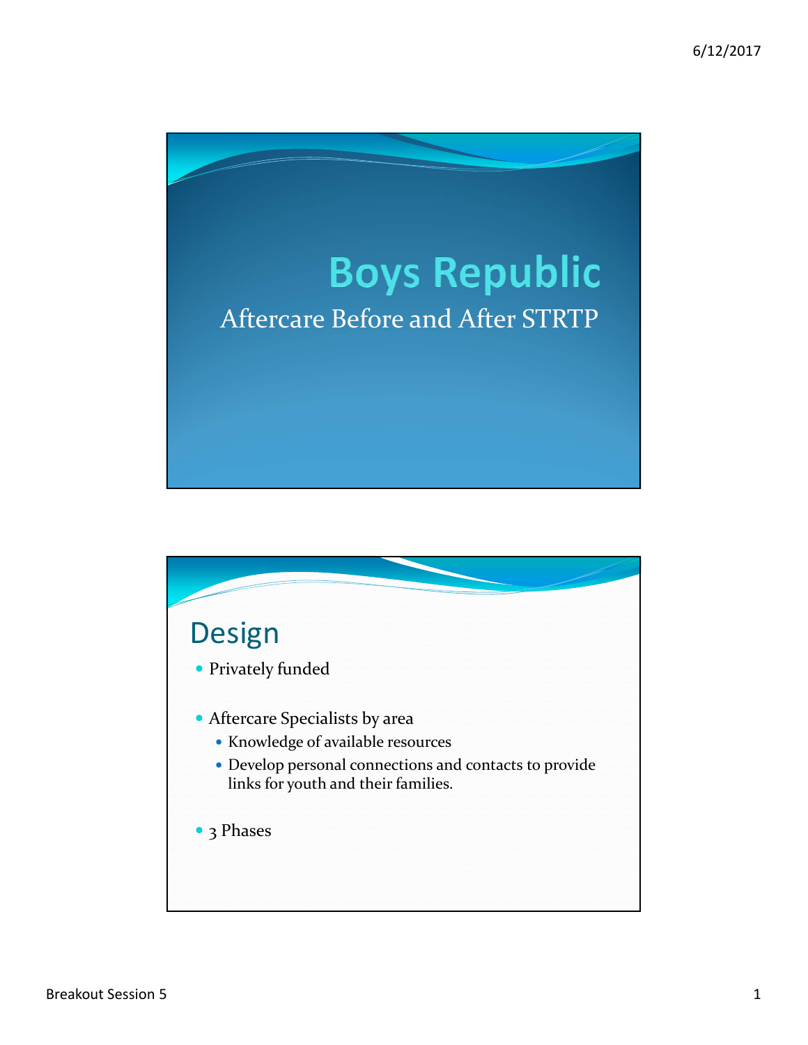# Boys Republic

Aftercare Before and After STRTP

## Design

- Privately funded
- Aftercare Specialists by area
  - Knowledge of available resources
  - Develop personal connections and contacts to provide links for youth and their families.
- 3 Phases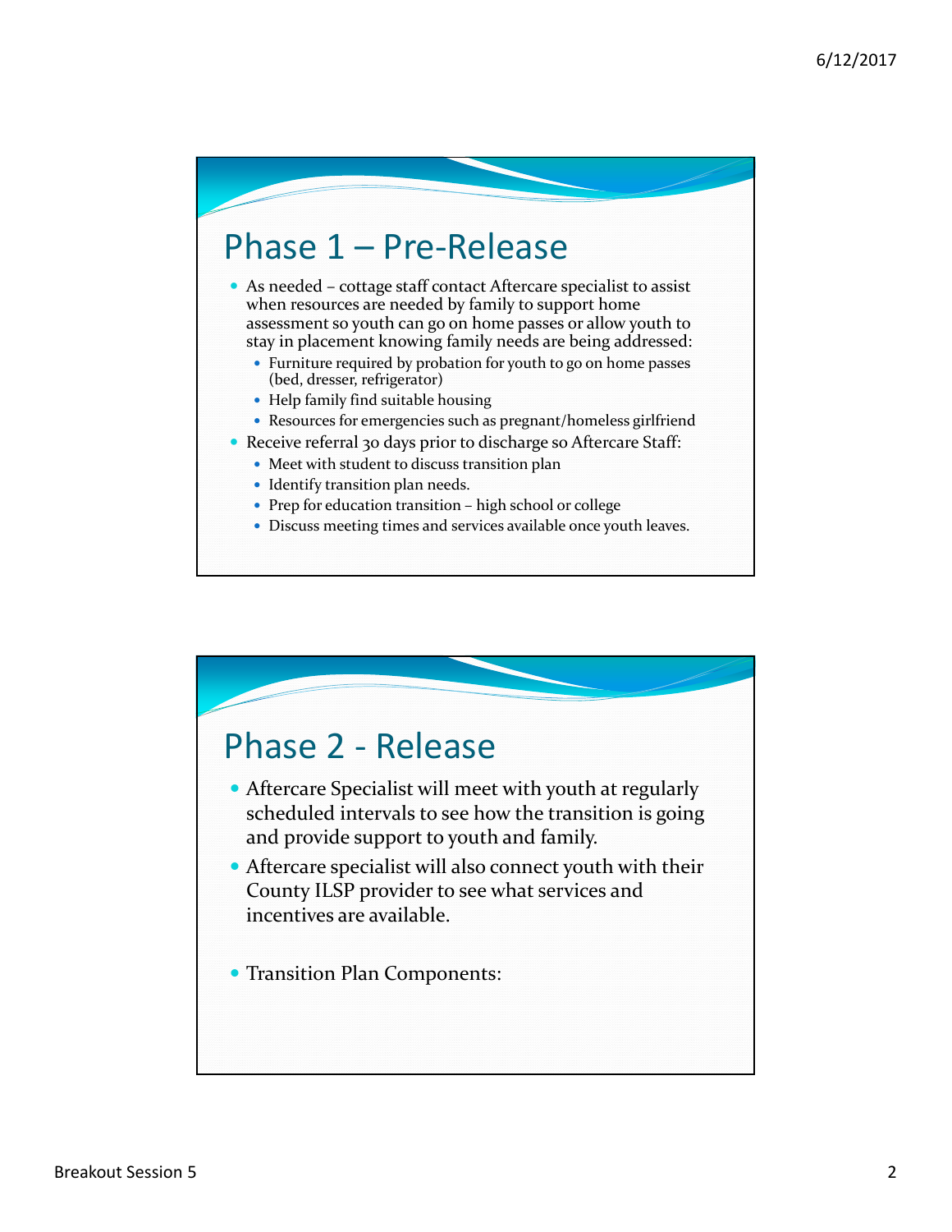## Phase 1 – Pre-Release

- As needed – cottage staff contact Aftercare specialist to assist when resources are needed by family to support home assessment so youth can go on home passes or allow youth to stay in placement knowing family needs are being addressed:
  - Furniture required by probation for youth to go on home passes (bed, dresser, refrigerator)
  - Help family find suitable housing
  - Resources for emergencies such as pregnant/homeless girlfriend
- Receive referral 30 days prior to discharge so Aftercare Staff:
  - Meet with student to discuss transition plan
  - Identify transition plan needs.
  - Prep for education transition – high school or college
  - Discuss meeting times and services available once youth leaves.

## Phase 2 - Release

- Aftercare Specialist will meet with youth at regularly scheduled intervals to see how the transition is going and provide support to youth and family.
- Aftercare specialist will also connect youth with their County ILSP provider to see what services and incentives are available.
- Transition Plan Components: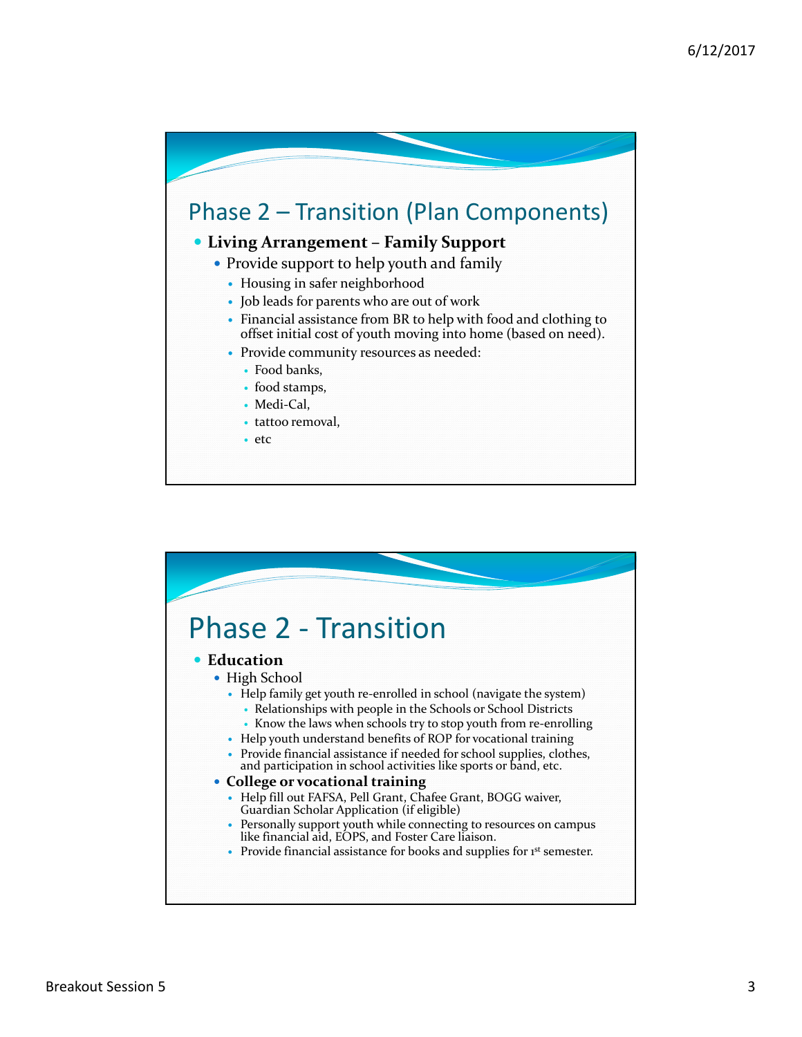## Phase 2 – Transition (Plan Components)

- **Living Arrangement – Family Support**
  - Provide support to help youth and family
    - Housing in safer neighborhood
    - Job leads for parents who are out of work
    - Financial assistance from BR to help with food and clothing to offset initial cost of youth moving into home (based on need).
    - Provide community resources as needed:
      - Food banks,
      - food stamps,
      - Medi-Cal,
      - tattoo removal,
      - etc

## Phase 2 - Transition

- **Education**
  - High School
    - Help family get youth re-enrolled in school (navigate the system)
      - Relationships with people in the Schools or School Districts
      - Know the laws when schools try to stop youth from re-enrolling
    - Help youth understand benefits of ROP for vocational training
    - Provide financial assistance if needed for school supplies, clothes, and participation in school activities like sports or band, etc.
  - **College or vocational training**
    - Help fill out FAFSA, Pell Grant, Chafee Grant, BOGG waiver, Guardian Scholar Application (if eligible)
    - Personally support youth while connecting to resources on campus like financial aid, EOPS, and Foster Care liaison.
    - Provide financial assistance for books and supplies for 1st semester.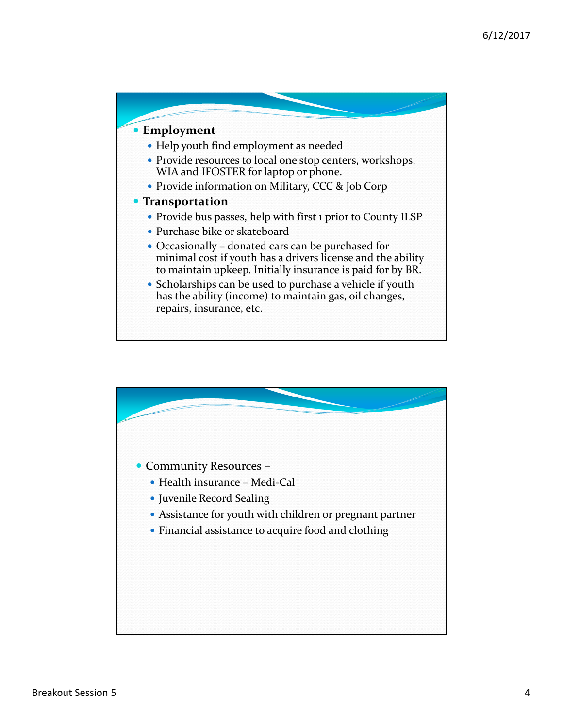- **Employment**
  - Help youth find employment as needed
  - Provide resources to local one stop centers, workshops, WIA and IFOSTER for laptop or phone.
  - Provide information on Military, CCC & Job Corp
- **Transportation**
  - Provide bus passes, help with first 1 prior to County ILSP
  - Purchase bike or skateboard
  - Occasionally – donated cars can be purchased for minimal cost if youth has a drivers license and the ability to maintain upkeep. Initially insurance is paid for by BR.
  - Scholarships can be used to purchase a vehicle if youth has the ability (income) to maintain gas, oil changes, repairs, insurance, etc.

---

- Community Resources –
  - Health insurance – Medi-Cal
  - Juvenile Record Sealing
  - Assistance for youth with children or pregnant partner
  - Financial assistance to acquire food and clothing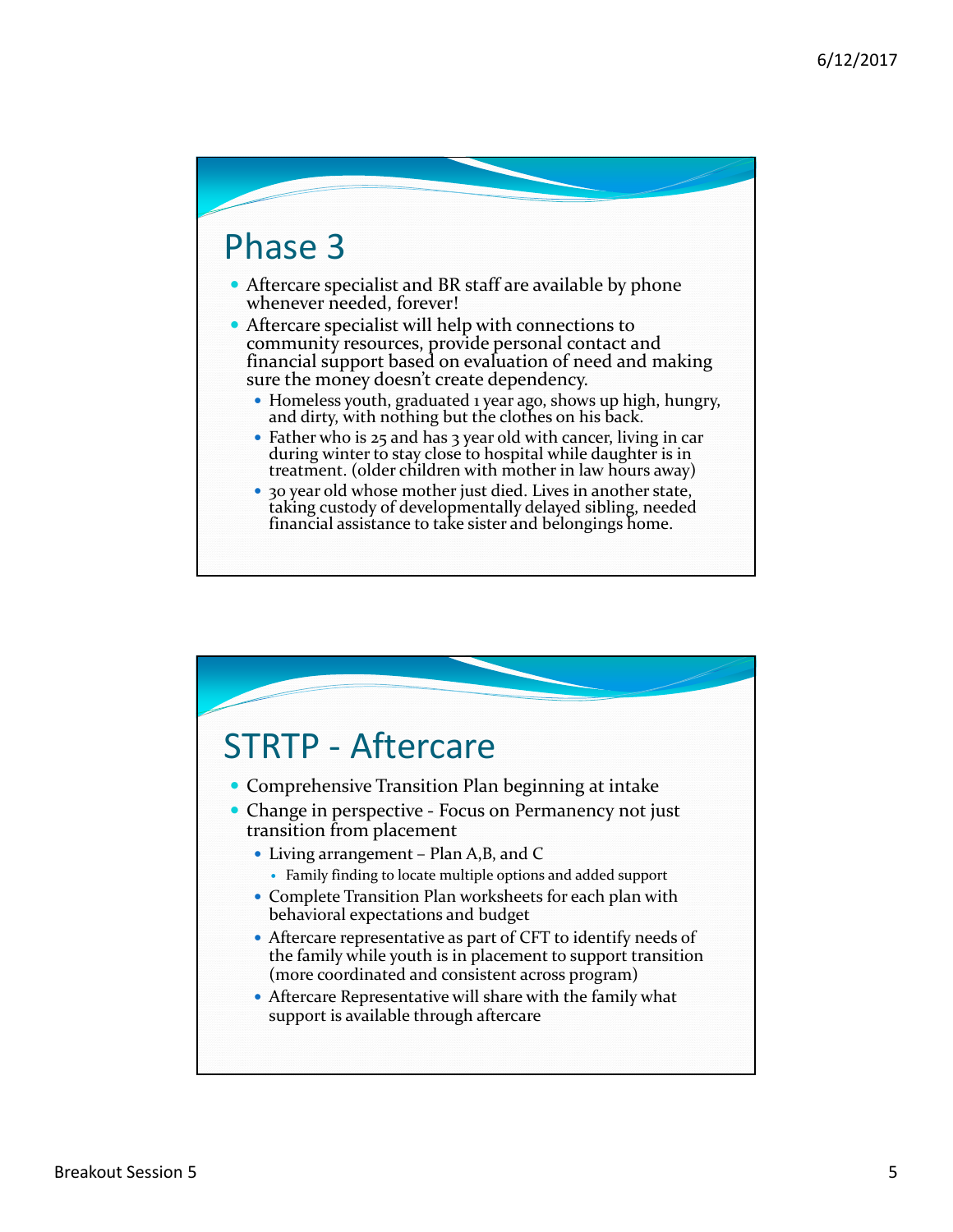## Phase 3

- Aftercare specialist and BR staff are available by phone whenever needed, forever!
- Aftercare specialist will help with connections to community resources, provide personal contact and financial support based on evaluation of need and making sure the money doesn't create dependency.
  - Homeless youth, graduated 1 year ago, shows up high, hungry, and dirty, with nothing but the clothes on his back.
  - Father who is 25 and has 3 year old with cancer, living in car during winter to stay close to hospital while daughter is in treatment. (older children with mother in law hours away)
  - 30 year old whose mother just died. Lives in another state, taking custody of developmentally delayed sibling, needed financial assistance to take sister and belongings home.

## STRTP - Aftercare

- Comprehensive Transition Plan beginning at intake
- Change in perspective - Focus on Permanency not just transition from placement
  - Living arrangement – Plan A,B, and C
    - Family finding to locate multiple options and added support
  - Complete Transition Plan worksheets for each plan with behavioral expectations and budget
  - Aftercare representative as part of CFT to identify needs of the family while youth is in placement to support transition (more coordinated and consistent across program)
  - Aftercare Representative will share with the family what support is available through aftercare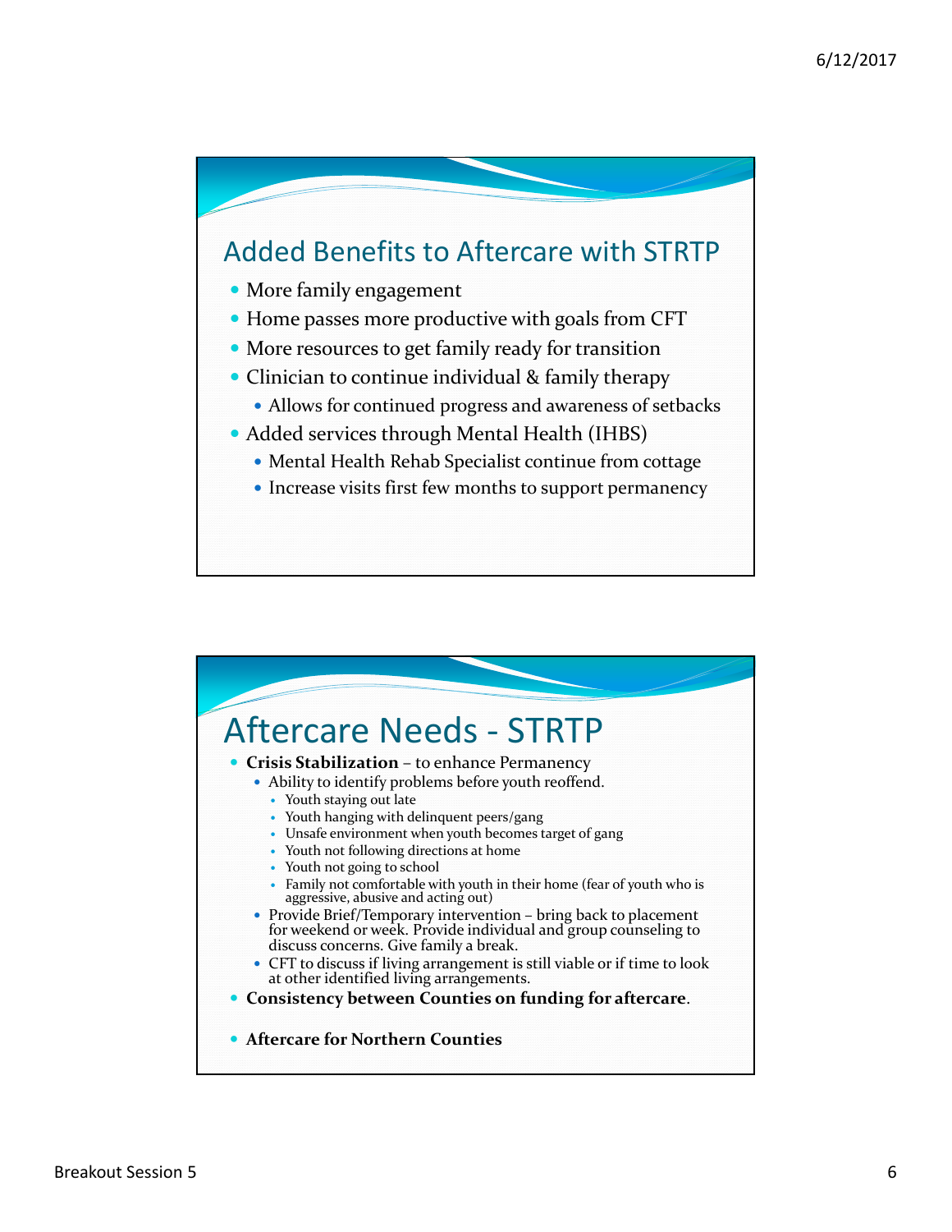## Added Benefits to Aftercare with STRTP

- More family engagement
- Home passes more productive with goals from CFT
- More resources to get family ready for transition
- Clinician to continue individual & family therapy
  - Allows for continued progress and awareness of setbacks
- Added services through Mental Health (IHBS)
  - Mental Health Rehab Specialist continue from cottage
  - Increase visits first few months to support permanency

## Aftercare Needs - STRTP

- **Crisis Stabilization** – to enhance Permanency
  - Ability to identify problems before youth reoffend.
    - Youth staying out late
    - Youth hanging with delinquent peers/gang
    - Unsafe environment when youth becomes target of gang
    - Youth not following directions at home
    - Youth not going to school
    - Family not comfortable with youth in their home (fear of youth who is aggressive, abusive and acting out)
  - Provide Brief/Temporary intervention – bring back to placement for weekend or week. Provide individual and group counseling to discuss concerns. Give family a break.
  - CFT to discuss if living arrangement is still viable or if time to look at other identified living arrangements.
- **Consistency between Counties on funding for aftercare**.
- **Aftercare for Northern Counties**